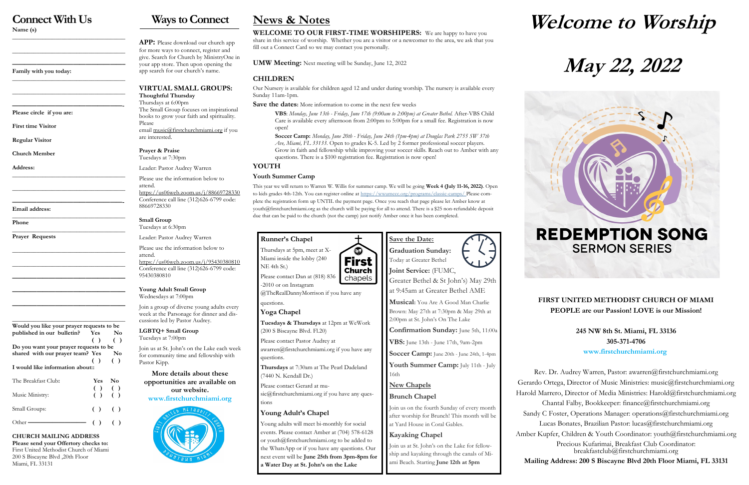# Connect With Us

**Name (s)**

______________________________

______________________________

______________________________

**Family with you today:**

______________________________

______________________________

______________________________

**Please circle if you are:**

**First time Visitor**

**Regular Visitor**

**Church Member**

**Address:**

______________________________

______________________________

______________________________

**Email address:**

**Phone**

**Prayer Requests**

______________________________

______________________________

______________________________

______________________________

______________________________

______________________________

**Would you like your prayer requests to be published in our bulletin? Yes ( ) No ( )**

**Do you want your prayer requests to be shared with our prayer team? Yes ( ) No ( )**

**I would like information about::**

| | Yes | No |
|---|---|---|
| The Breakfast Club: | ( ) | ( ) |
| Music Ministry: | ( ) | ( ) |
| Small Groups: | ( ) | ( ) |
| Other ———————— | ( ) | ( ) |

**CHURCH MAILING ADDRESS**

**Please send your Offertory checks to:**
First United Methodist Church of Miami
200 S Biscayne Blvd ,20th Floor
Miami, FL 33131

# Ways to Connect

**APP:** Please download our church app for more ways to connect, register and give. Search for Church by MinistryOne in your app store. Then upon opening the app search for our church's name.

## VIRTUAL SMALL GROUPS:

**Thoughtful Thursday**
Thursdays at 6:00pm
The Small Group focuses on inspirational books to grow your faith and spirituality. Please email music@firstchurchmiami.org if you are interested.

**Prayer & Praise**
Tuesdays at 7:30pm

Leader: Pastor Audrey Warren

Please use the information below to attend.
https://us06web.zoom.us/j/88669728330
Conference call line (312)626-6799 code: 88669728330

**Small Group**
Tuesdays at 6:30pm

Leader: Pastor Audrey Warren

Please use the information below to attend.
https://us06web.zoom.us/j/95430380810
Conference call line (312)626-6799 code: 95430380810

**Young Adult Small Group**
Wednesdays at 7:00pm

Join a group of diverse young adults every week at the Parsonage for dinner and discussions led by Pastor Audrey.

**LGBTQ+ Small Group**
Tuesdays at 7:00pm

Join us at St. John's on the Lake each week for community time and fellowship with Pastor Kipp.

**More details about these opportunities are available on our website.**
**www.firstchurchmiami.org**

# News & Notes

**WELCOME TO OUR FIRST-TIME WORSHIPERS:** We are happy to have you share in this service of worship. Whether you are a visitor or a newcomer to the area, we ask that you fill out a Connect Card so we may contact you personally.

**UMW Meeting:** Next meeting will be Sunday, June 12, 2022

## CHILDREN

Our Nursery is available for children aged 12 and under during worship. The nursery is available every Sunday 11am-1pm.

**Save the dates:** More information to come in the next few weeks

**VBS**: *Monday, June 13th - Friday, June 17th (9:00am to 2:00pm) at Greater Bethel.* After-VBS Child Care is available every afternoon from 2:00pm to 5:00pm for a small fee. Registration is now open!

**Soccer Camp:** *Monday, June 20th - Friday, June 24th (1pm-4pm) at Douglas Park 2755 SW 37th Ave, Miami, FL 33133.* Open to grades K-5. Led by 2 former professional soccer players. Grow in faith and fellowship while improving your soccer skills. Reach out to Amber with any questions. There is a $100 registration fee. Registration is now open!

## YOUTH

**Youth Summer Camp**

This year we will return to Warren W. Willis for summer camp. We will be going **Week 4 (July 11-16, 2022)**. Open to kids grades 4th-12th. You can register online at https://wwumcc.org/programs/classic-camps/ Please complete the registration form up UNTIL the payment page. Once you reach that page please let Amber know at youth@firstchurchmiami.org as the church will be paying for all to attend. There is a $25 non-refundable deposit due that can be paid to the church (not the camp) just notify Amber once it has been completed.

### Runner's Chapel

Thursdays at 5pm, meet at X-Miami inside the lobby (240 NE 4th St.)

Please contact Dan at (818) 836 -2010 or on Instagram @TheRealDannyMorrison if you have any questions.

### Yoga Chapel

**Tuesdays & Thursdays** at 12pm at WeWork (200 S Biscayne Blvd. Fl.20)

Please contact Pastor Audrey at awarren@firstchurchmiami.org if you have any questions.

**Thursdays** at 7:30am at The Pearl Dadeland (7440 N. Kendall Dr.)

Please contact Gerard at music@firstchurchmiami.org if you have any questions

### Young Adult's Chapel

Young adults will meet bi-monthly for social events. Please contact Amber at (704) 578-6128 or youth@firstchurchmiami.org to be added to the WhatsApp or if you have any questions. Our next event will be **June 25th from 3pm-8pm for a Water Day at St. John's on the Lake**

### Save the Date:

**Graduation Sunday:** Today at Greater Bethel

**Joint Service:** (FUMC, Greater Bethel & St John's) May 29th at 9:45am at Greater Bethel AME

**Musical:** You Are A Good Man Charlie Brown: May 27th at 7:30pm & May 29th at 2:00pm at St. John's On The Lake

**Confirmation Sunday:** June 5th, 11:00a

**VBS:** June 13th - June 17th, 9am-2pm

**Soccer Camp:** June 20th - June 24th, 1-4pm

**Youth Summer Camp:** July 11th - July 16th

### New Chapels

### Brunch Chapel

Join us on the fourth Sunday of every month after worship for Brunch! This month will be at Yard House in Coral Gables.

### Kayaking Chapel

Join us at St. John's on the Lake for fellowship and kayaking through the canals of Miami Beach. Starting **June 12th at 5pm**

# Welcome to Worship

# May 22, 2022

**REDEMPTION SONG**
SERMON SERIES

**FIRST UNITED METHODIST CHURCH OF MIAMI**
**PEOPLE are our Passion! LOVE is our Mission!**

**245 NW 8th St. Miami, FL 33136**
**305-371-4706**
**www.firstchurchmiami.org**

Rev. Dr. Audrey Warren, Pastor: awarren@firstchurchmiami.org
Gerardo Ortega, Director of Music Ministries: music@firstchurchmiami.org
Harold Marrero, Director of Media Ministries: Harold@firstchurchmiami.org
Chantal Falby, Bookkeeper: finance@firstchurchmiami.org
Sandy C Foster, Operations Manager: operations@firstchurchmiami.org
Lucas Bonates, Brazilian Pastor: lucas@firstchurchmiami.org
Amber Kupfer, Children & Youth Coordinator: youth@firstchurchmiami.org
Precious Kufarimai, Breakfast Club Coordinator: breakfastclub@firstchurchmiami.org

**Mailing Address: 200 S Biscayne Blvd 20th Floor Miami, FL 33131**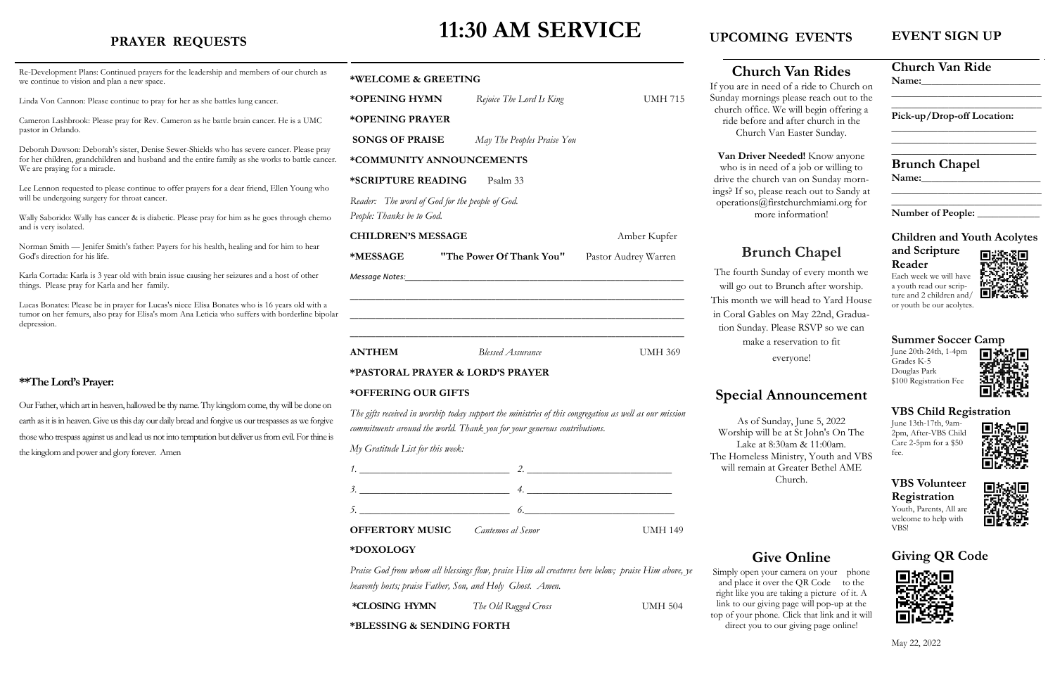## PRAYER REQUESTS

Re-Development Plans: Continued prayers for the leadership and members of our church as we continue to vision and plan a new space.

Linda Von Cannon: Please continue to pray for her as she battles lung cancer.

Cameron Lashbrook: Please pray for Rev. Cameron as he battle brain cancer. He is a UMC pastor in Orlando.

Deborah Dawson: Deborah's sister, Denise Sewer-Shields who has severe cancer. Please pray for her children, grandchildren and husband and the entire family as she works to battle cancer. We are praying for a miracle.

Lee Lennon requested to please continue to offer prayers for a dear friend, Ellen Young who will be undergoing surgery for throat cancer.

Wally Saborido: Wally has cancer & is diabetic. Please pray for him as he goes through chemo and is very isolated.

Norman Smith — Jenifer Smith's father: Payers for his health, healing and for him to hear God's direction for his life.

Karla Cortada: Karla is 3 year old with brain issue causing her seizures and a host of other things. Please pray for Karla and her family.

Lucas Bonates: Please be in prayer for Lucas's niece Elisa Bonates who is 16 years old with a tumor on her femurs, also pray for Elisa's mom Ana Leticia who suffers with borderline bipolar depression.

### **The Lord's Prayer:

Our Father, which art in heaven, hallowed be thy name. Thy kingdom come, thy will be done on earth as it is in heaven. Give us this day our daily bread and forgive us our trespasses as we forgive those who trespass against us and lead us not into temptation but deliver us from evil. For thine is the kingdom and power and glory forever. Amen

# 11:30 AM SERVICE

**\*WELCOME & GREETING**

**\*OPENING HYMN** *Rejoice The Lord Is King* UMH 715

**\*OPENING PRAYER**

**SONGS OF PRAISE** *May The Peoples Praise You*

**\*COMMUNITY ANNOUNCEMENTS**

**\*SCRIPTURE READING** Psalm 33

*Reader: The word of God for the people of God.*
*People: Thanks be to God.*

**CHILDREN'S MESSAGE** Amber Kupfer

**\*MESSAGE** **"The Power Of Thank You"** Pastor Audrey Warren

*Message Notes:*___________________________________________

___________________________________________

___________________________________________

**ANTHEM** *Blessed Assurance* UMH 369

**\*PASTORAL PRAYER & LORD'S PRAYER**

**\*OFFERING OUR GIFTS**

*The gifts received in worship today support the ministries of this congregation as well as our mission commitments around the world. Thank you for your generous contributions.*

*My Gratitude List for this week:*

*1.* ____________________ *2.* ____________________

*3.* ____________________ *4.* ____________________

*5.* ____________________ *6.*____________________

**OFFERTORY MUSIC** *Cantemos al Senor* UMH 149

**\*DOXOLOGY**

*Praise God from whom all blessings flow, praise Him all creatures here below; praise Him above, ye heavenly hosts; praise Father, Son, and Holy Ghost. Amen.*

**\*CLOSING HYMN** *The Old Rugged Cross* UMH 504

**\*BLESSING & SENDING FORTH**

## UPCOMING EVENTS

### Church Van Rides

If you are in need of a ride to Church on Sunday mornings please reach out to the church office. We will begin offering a ride before and after church in the Church Van Easter Sunday.

**Van Driver Needed!** Know anyone who is in need of a job or willing to drive the church van on Sunday mornings? If so, please reach out to Sandy at operations@firstchurchmiami.org for more information!

### Brunch Chapel

The fourth Sunday of every month we will go out to Brunch after worship. This month we will head to Yard House in Coral Gables on May 22nd, Graduation Sunday. Please RSVP so we can make a reservation to fit everyone!

### Special Announcement

As of Sunday, June 5, 2022 Worship will be at St John's On The Lake at 8:30am & 11:00am. The Homeless Ministry, Youth and VBS will remain at Greater Bethel AME Church.

### Give Online

Simply open your camera on your phone and place it over the QR Code to the right like you are taking a picture of it. A link to our giving page will pop-up at the top of your phone. Click that link and it will direct you to our giving page online!

## EVENT SIGN UP

### Church Van Ride

**Name:**____________________

____________________

**Pick-up/Drop-off Location:**

____________________

____________________

### Brunch Chapel

**Name:**____________________

____________________

**Number of People:** ____________

### Children and Youth Acolytes and Scripture Reader

Each week we will have a youth read our scripture and 2 children and/or youth be our acolytes.

### Summer Soccer Camp

June 20th-24th, 1-4pm
Grades K-5
Douglas Park
$100 Registration Fee

### VBS Child Registration

June 13th-17th, 9am-2pm, After-VBS Child Care 2-5pm for a $50 fee.

### VBS Volunteer Registration

Youth, Parents, All are welcome to help with VBS!

### Giving QR Code

May 22, 2022